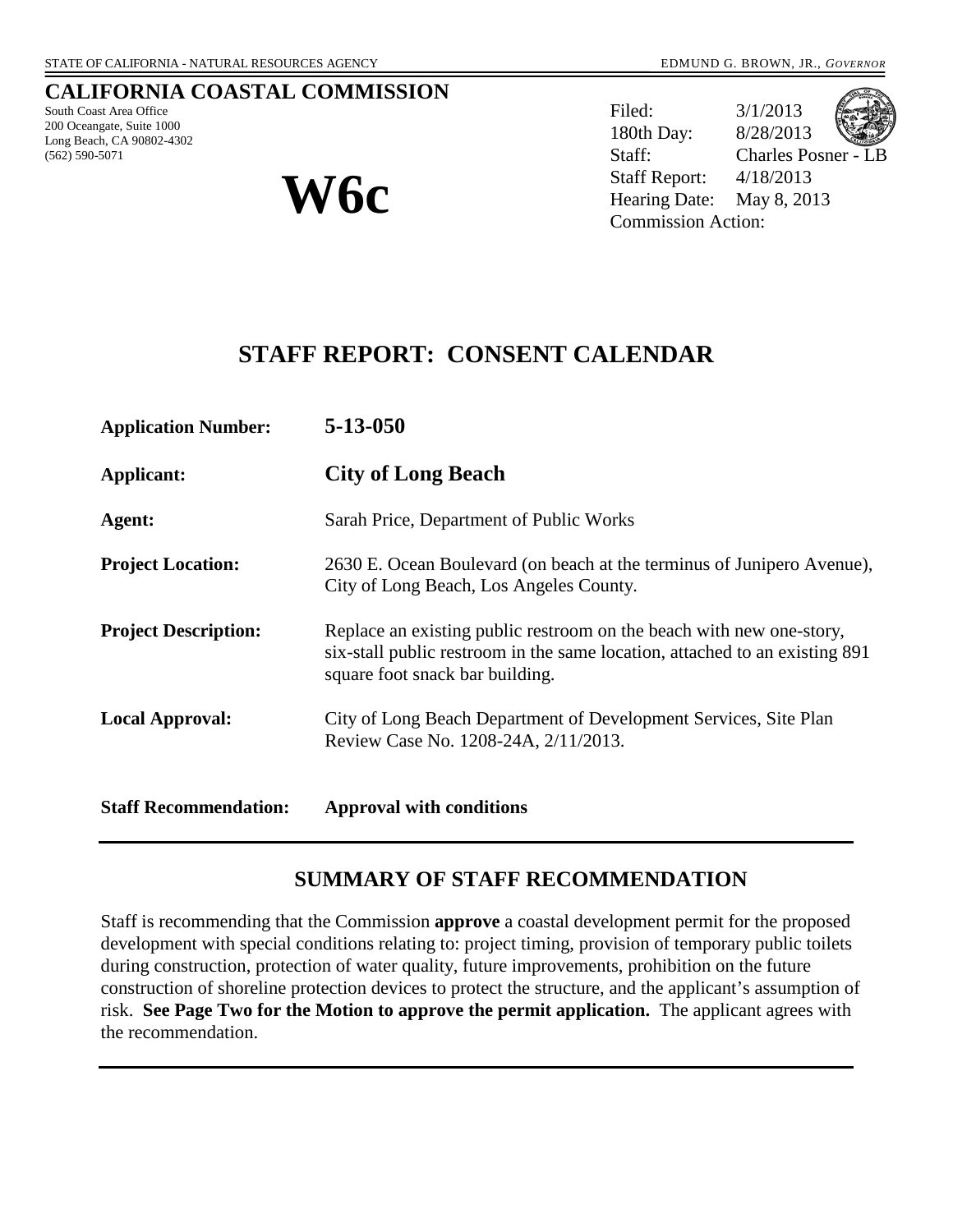STATE OF CALIFORNIA - NATURAL RESOURCES AGENCY

EDMUND G. BROWN, JR., *GOVERNOR*

**CALIFORNIA COASTAL COMMISSION**

South Coast Area Office
200 Oceangate, Suite 1000
Long Beach, CA 90802-4302
(562) 590-5071

# W6c

Filed: 3/1/2013
180th Day: 8/28/2013
Staff: Charles Posner - LB
Staff Report: 4/18/2013
Hearing Date: May 8, 2013
Commission Action:

## STAFF REPORT: CONSENT CALENDAR

**Application Number:** **5-13-050**

**Applicant:** **City of Long Beach**

**Agent:** Sarah Price, Department of Public Works

**Project Location:** 2630 E. Ocean Boulevard (on beach at the terminus of Junipero Avenue), City of Long Beach, Los Angeles County.

**Project Description:** Replace an existing public restroom on the beach with new one-story, six-stall public restroom in the same location, attached to an existing 891 square foot snack bar building.

**Local Approval:** City of Long Beach Department of Development Services, Site Plan Review Case No. 1208-24A, 2/11/2013.

**Staff Recommendation:** **Approval with conditions**

---

## SUMMARY OF STAFF RECOMMENDATION

Staff is recommending that the Commission **approve** a coastal development permit for the proposed development with special conditions relating to: project timing, provision of temporary public toilets during construction, protection of water quality, future improvements, prohibition on the future construction of shoreline protection devices to protect the structure, and the applicant's assumption of risk. **See Page Two for the Motion to approve the permit application.** The applicant agrees with the recommendation.

---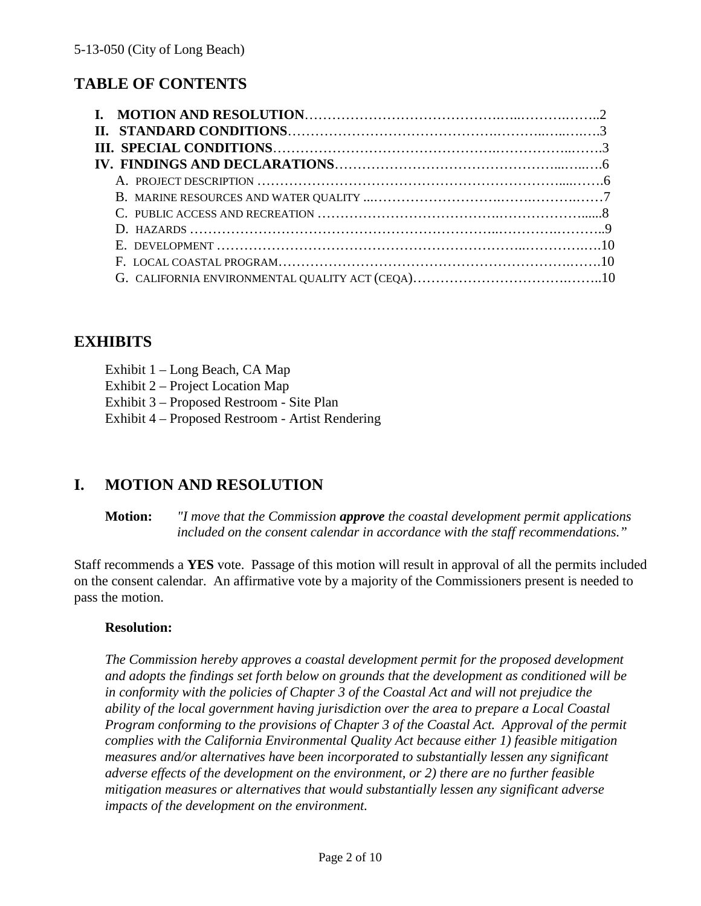## TABLE OF CONTENTS

**I. MOTION AND RESOLUTION**……………………………………….…..……….……..2
**II. STANDARD CONDITIONS**……………………………………….………..…..….….3
**III. SPECIAL CONDITIONS**……………………………………….……………..…….3
**IV. FINDINGS AND DECLARATIONS**……………………………………….…..…..….6
- A. PROJECT DESCRIPTION ……………………………………………………………....…….6
- B. MARINE RESOURCES AND WATER QUALITY ...…………………………….…….……….……7
- C. PUBLIC ACCESS AND RECREATION ……………………………….……………….......8
- D. HAZARDS ………………………………………………………..……………….………..9
- E. DEVELOPMENT ……………………………………………………………..………….…10
- F. LOCAL COASTAL PROGRAM………………………………………………………….…….10
- G. CALIFORNIA ENVIRONMENTAL QUALITY ACT (CEQA)……………………………….……..10

## EXHIBITS

Exhibit 1 – Long Beach, CA Map
Exhibit 2 – Project Location Map
Exhibit 3 – Proposed Restroom - Site Plan
Exhibit 4 – Proposed Restroom - Artist Rendering

## I. MOTION AND RESOLUTION

**Motion:** *"I move that the Commission **approve** the coastal development permit applications included on the consent calendar in accordance with the staff recommendations."*

Staff recommends a **YES** vote. Passage of this motion will result in approval of all the permits included on the consent calendar. An affirmative vote by a majority of the Commissioners present is needed to pass the motion.

**Resolution:**

*The Commission hereby approves a coastal development permit for the proposed development and adopts the findings set forth below on grounds that the development as conditioned will be in conformity with the policies of Chapter 3 of the Coastal Act and will not prejudice the ability of the local government having jurisdiction over the area to prepare a Local Coastal Program conforming to the provisions of Chapter 3 of the Coastal Act. Approval of the permit complies with the California Environmental Quality Act because either 1) feasible mitigation measures and/or alternatives have been incorporated to substantially lessen any significant adverse effects of the development on the environment, or 2) there are no further feasible mitigation measures or alternatives that would substantially lessen any significant adverse impacts of the development on the environment.*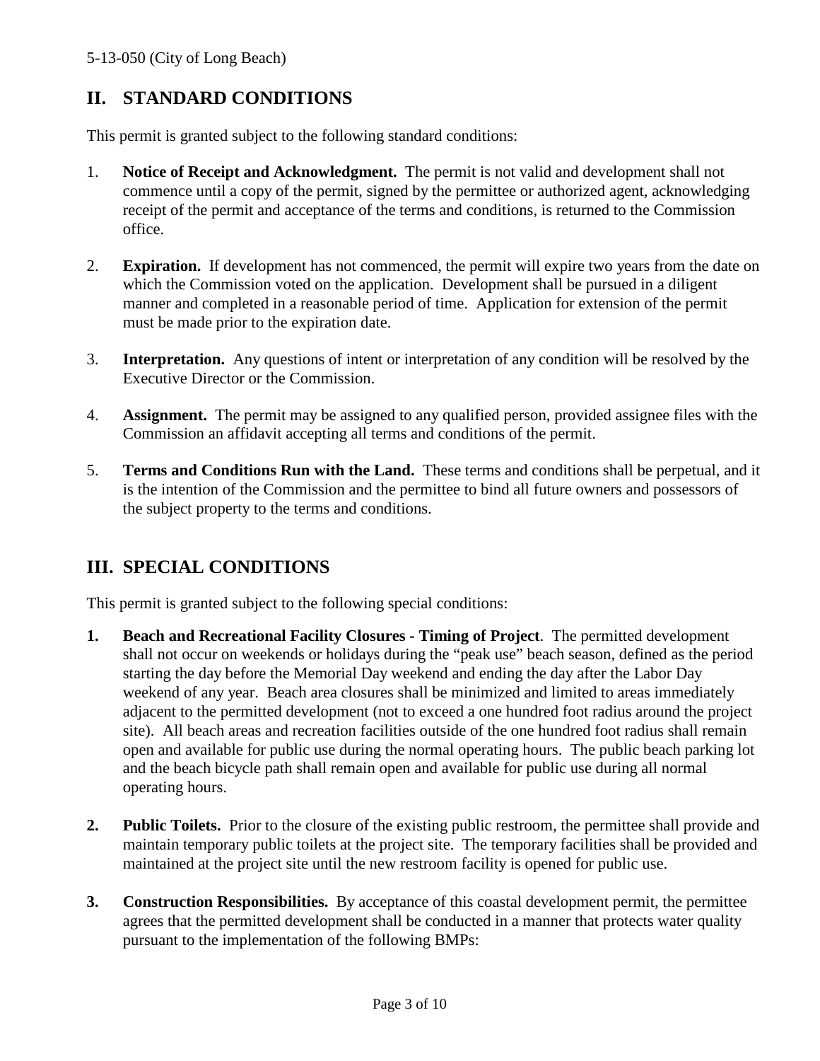## II. STANDARD CONDITIONS

This permit is granted subject to the following standard conditions:

1. **Notice of Receipt and Acknowledgment.** The permit is not valid and development shall not commence until a copy of the permit, signed by the permittee or authorized agent, acknowledging receipt of the permit and acceptance of the terms and conditions, is returned to the Commission office.

2. **Expiration.** If development has not commenced, the permit will expire two years from the date on which the Commission voted on the application. Development shall be pursued in a diligent manner and completed in a reasonable period of time. Application for extension of the permit must be made prior to the expiration date.

3. **Interpretation.** Any questions of intent or interpretation of any condition will be resolved by the Executive Director or the Commission.

4. **Assignment.** The permit may be assigned to any qualified person, provided assignee files with the Commission an affidavit accepting all terms and conditions of the permit.

5. **Terms and Conditions Run with the Land.** These terms and conditions shall be perpetual, and it is the intention of the Commission and the permittee to bind all future owners and possessors of the subject property to the terms and conditions.

## III. SPECIAL CONDITIONS

This permit is granted subject to the following special conditions:

1. **Beach and Recreational Facility Closures - Timing of Project**. The permitted development shall not occur on weekends or holidays during the "peak use" beach season, defined as the period starting the day before the Memorial Day weekend and ending the day after the Labor Day weekend of any year. Beach area closures shall be minimized and limited to areas immediately adjacent to the permitted development (not to exceed a one hundred foot radius around the project site). All beach areas and recreation facilities outside of the one hundred foot radius shall remain open and available for public use during the normal operating hours. The public beach parking lot and the beach bicycle path shall remain open and available for public use during all normal operating hours.

2. **Public Toilets.** Prior to the closure of the existing public restroom, the permittee shall provide and maintain temporary public toilets at the project site. The temporary facilities shall be provided and maintained at the project site until the new restroom facility is opened for public use.

3. **Construction Responsibilities.** By acceptance of this coastal development permit, the permittee agrees that the permitted development shall be conducted in a manner that protects water quality pursuant to the implementation of the following BMPs: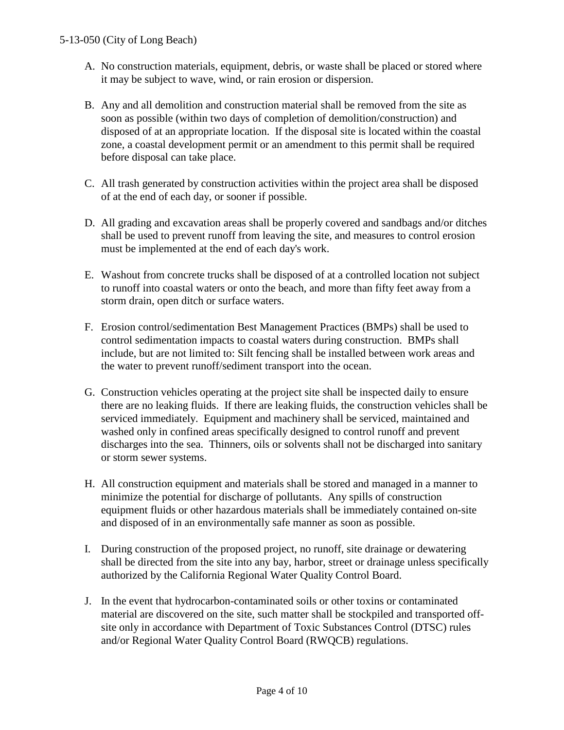A. No construction materials, equipment, debris, or waste shall be placed or stored where it may be subject to wave, wind, or rain erosion or dispersion.

B. Any and all demolition and construction material shall be removed from the site as soon as possible (within two days of completion of demolition/construction) and disposed of at an appropriate location. If the disposal site is located within the coastal zone, a coastal development permit or an amendment to this permit shall be required before disposal can take place.

C. All trash generated by construction activities within the project area shall be disposed of at the end of each day, or sooner if possible.

D. All grading and excavation areas shall be properly covered and sandbags and/or ditches shall be used to prevent runoff from leaving the site, and measures to control erosion must be implemented at the end of each day's work.

E. Washout from concrete trucks shall be disposed of at a controlled location not subject to runoff into coastal waters or onto the beach, and more than fifty feet away from a storm drain, open ditch or surface waters.

F. Erosion control/sedimentation Best Management Practices (BMPs) shall be used to control sedimentation impacts to coastal waters during construction. BMPs shall include, but are not limited to: Silt fencing shall be installed between work areas and the water to prevent runoff/sediment transport into the ocean.

G. Construction vehicles operating at the project site shall be inspected daily to ensure there are no leaking fluids. If there are leaking fluids, the construction vehicles shall be serviced immediately. Equipment and machinery shall be serviced, maintained and washed only in confined areas specifically designed to control runoff and prevent discharges into the sea. Thinners, oils or solvents shall not be discharged into sanitary or storm sewer systems.

H. All construction equipment and materials shall be stored and managed in a manner to minimize the potential for discharge of pollutants. Any spills of construction equipment fluids or other hazardous materials shall be immediately contained on-site and disposed of in an environmentally safe manner as soon as possible.

I. During construction of the proposed project, no runoff, site drainage or dewatering shall be directed from the site into any bay, harbor, street or drainage unless specifically authorized by the California Regional Water Quality Control Board.

J. In the event that hydrocarbon-contaminated soils or other toxins or contaminated material are discovered on the site, such matter shall be stockpiled and transported off-site only in accordance with Department of Toxic Substances Control (DTSC) rules and/or Regional Water Quality Control Board (RWQCB) regulations.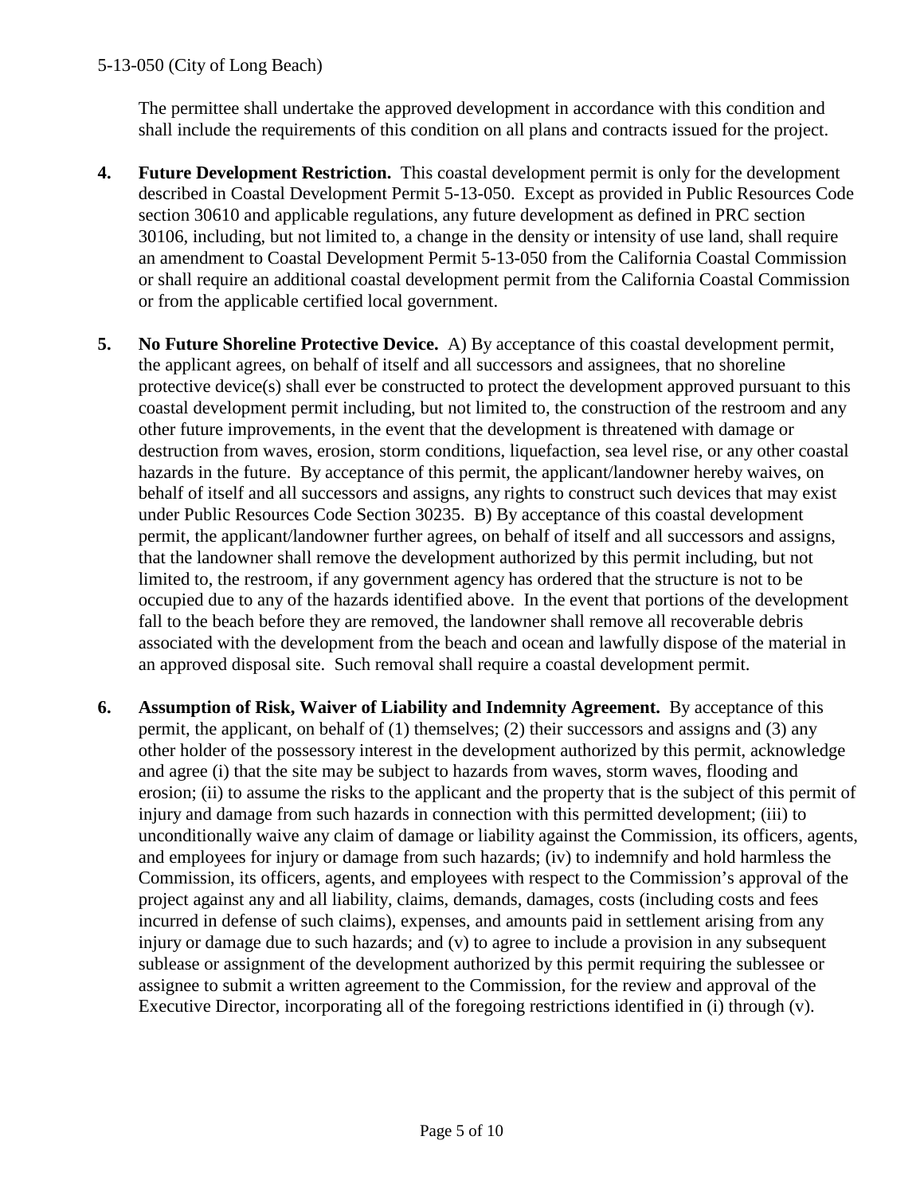The permittee shall undertake the approved development in accordance with this condition and shall include the requirements of this condition on all plans and contracts issued for the project.

4. **Future Development Restriction.** This coastal development permit is only for the development described in Coastal Development Permit 5-13-050. Except as provided in Public Resources Code section 30610 and applicable regulations, any future development as defined in PRC section 30106, including, but not limited to, a change in the density or intensity of use land, shall require an amendment to Coastal Development Permit 5-13-050 from the California Coastal Commission or shall require an additional coastal development permit from the California Coastal Commission or from the applicable certified local government.

5. **No Future Shoreline Protective Device.** A) By acceptance of this coastal development permit, the applicant agrees, on behalf of itself and all successors and assignees, that no shoreline protective device(s) shall ever be constructed to protect the development approved pursuant to this coastal development permit including, but not limited to, the construction of the restroom and any other future improvements, in the event that the development is threatened with damage or destruction from waves, erosion, storm conditions, liquefaction, sea level rise, or any other coastal hazards in the future. By acceptance of this permit, the applicant/landowner hereby waives, on behalf of itself and all successors and assigns, any rights to construct such devices that may exist under Public Resources Code Section 30235. B) By acceptance of this coastal development permit, the applicant/landowner further agrees, on behalf of itself and all successors and assigns, that the landowner shall remove the development authorized by this permit including, but not limited to, the restroom, if any government agency has ordered that the structure is not to be occupied due to any of the hazards identified above. In the event that portions of the development fall to the beach before they are removed, the landowner shall remove all recoverable debris associated with the development from the beach and ocean and lawfully dispose of the material in an approved disposal site. Such removal shall require a coastal development permit.

6. **Assumption of Risk, Waiver of Liability and Indemnity Agreement.** By acceptance of this permit, the applicant, on behalf of (1) themselves; (2) their successors and assigns and (3) any other holder of the possessory interest in the development authorized by this permit, acknowledge and agree (i) that the site may be subject to hazards from waves, storm waves, flooding and erosion; (ii) to assume the risks to the applicant and the property that is the subject of this permit of injury and damage from such hazards in connection with this permitted development; (iii) to unconditionally waive any claim of damage or liability against the Commission, its officers, agents, and employees for injury or damage from such hazards; (iv) to indemnify and hold harmless the Commission, its officers, agents, and employees with respect to the Commission's approval of the project against any and all liability, claims, demands, damages, costs (including costs and fees incurred in defense of such claims), expenses, and amounts paid in settlement arising from any injury or damage due to such hazards; and (v) to agree to include a provision in any subsequent sublease or assignment of the development authorized by this permit requiring the sublessee or assignee to submit a written agreement to the Commission, for the review and approval of the Executive Director, incorporating all of the foregoing restrictions identified in (i) through (v).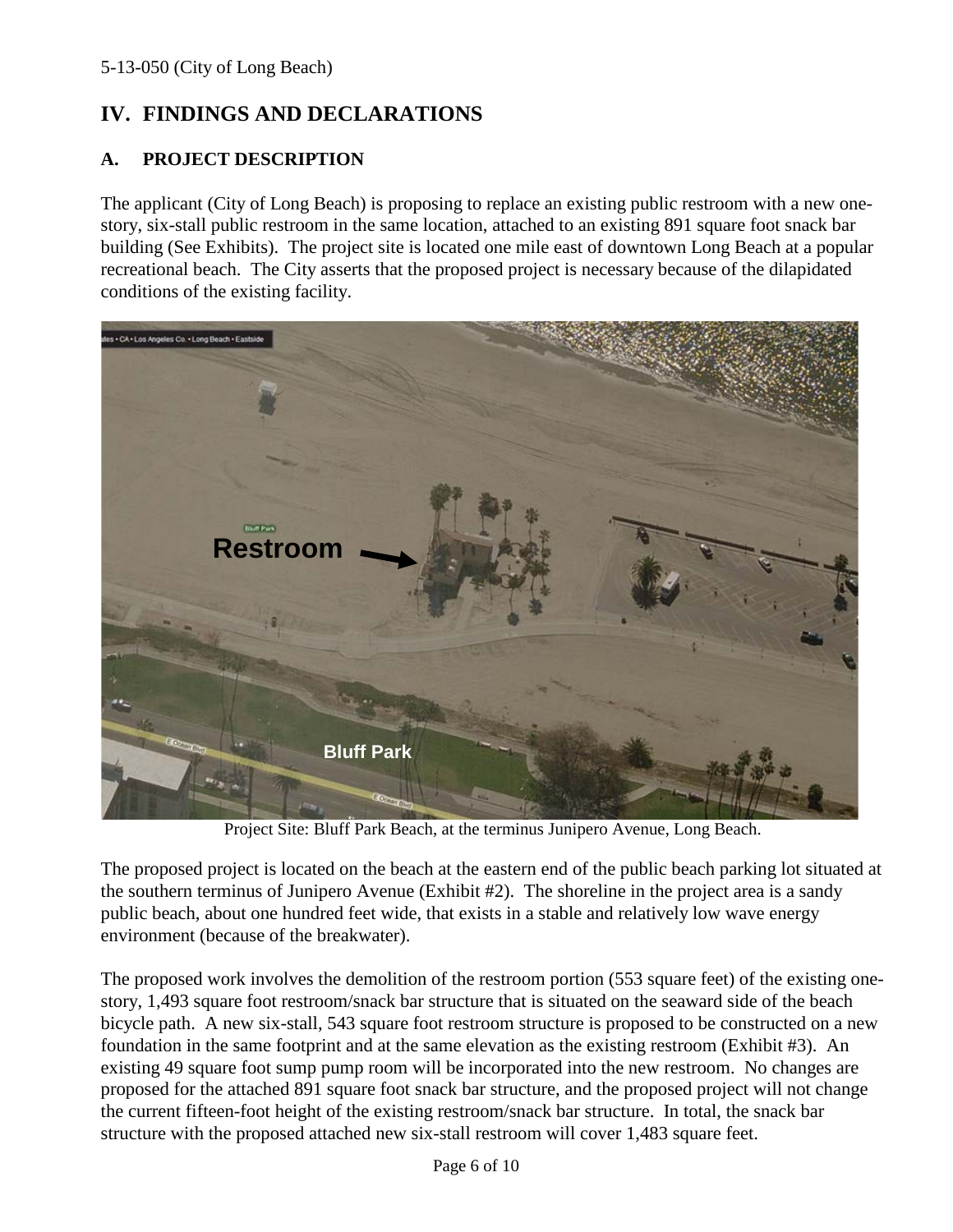## IV. FINDINGS AND DECLARATIONS

### A. PROJECT DESCRIPTION

The applicant (City of Long Beach) is proposing to replace an existing public restroom with a new one-story, six-stall public restroom in the same location, attached to an existing 891 square foot snack bar building (See Exhibits). The project site is located one mile east of downtown Long Beach at a popular recreational beach. The City asserts that the proposed project is necessary because of the dilapidated conditions of the existing facility.

Project Site: Bluff Park Beach, at the terminus Junipero Avenue, Long Beach.

The proposed project is located on the beach at the eastern end of the public beach parking lot situated at the southern terminus of Junipero Avenue (Exhibit #2). The shoreline in the project area is a sandy public beach, about one hundred feet wide, that exists in a stable and relatively low wave energy environment (because of the breakwater).

The proposed work involves the demolition of the restroom portion (553 square feet) of the existing one-story, 1,493 square foot restroom/snack bar structure that is situated on the seaward side of the beach bicycle path. A new six-stall, 543 square foot restroom structure is proposed to be constructed on a new foundation in the same footprint and at the same elevation as the existing restroom (Exhibit #3). An existing 49 square foot sump pump room will be incorporated into the new restroom. No changes are proposed for the attached 891 square foot snack bar structure, and the proposed project will not change the current fifteen-foot height of the existing restroom/snack bar structure. In total, the snack bar structure with the proposed attached new six-stall restroom will cover 1,483 square feet.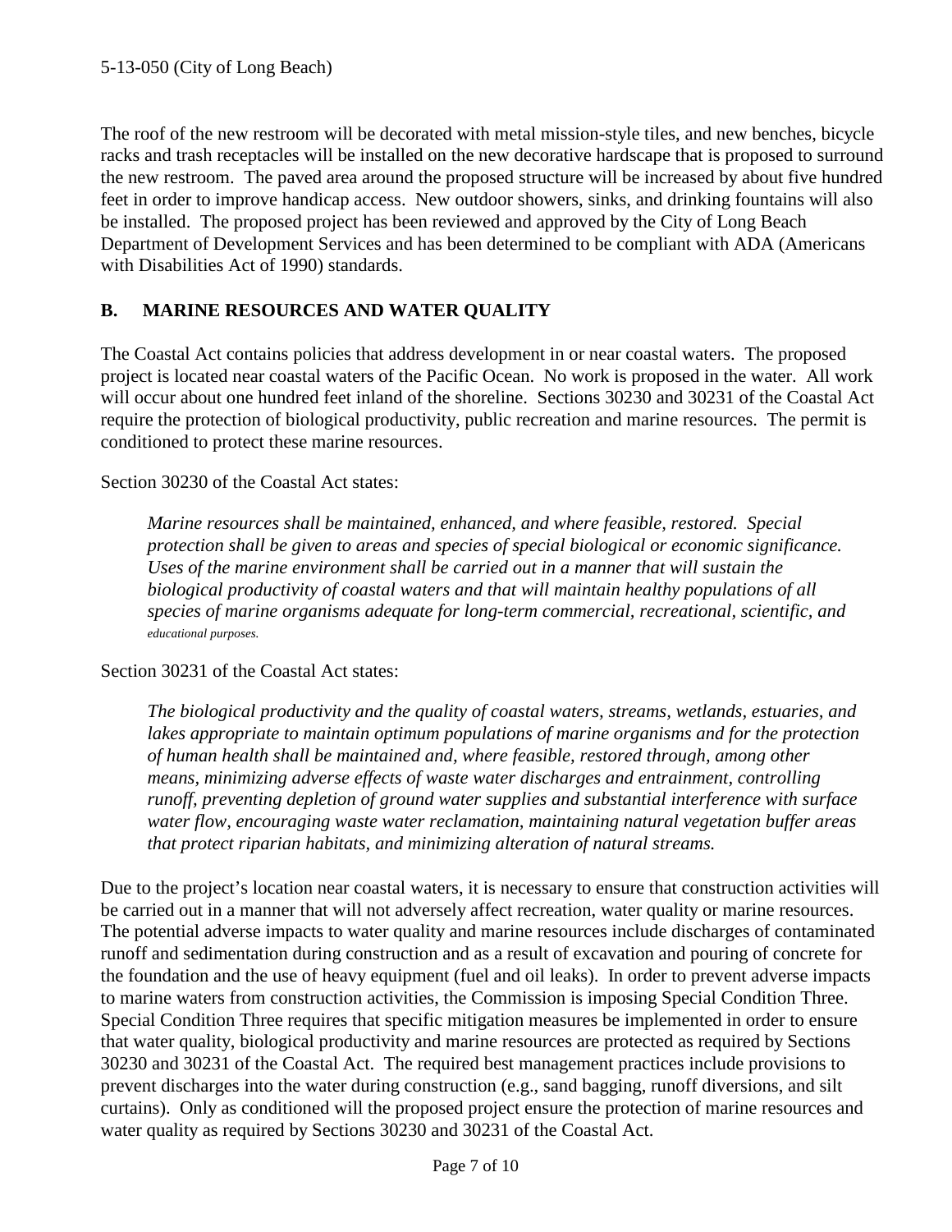The roof of the new restroom will be decorated with metal mission-style tiles, and new benches, bicycle racks and trash receptacles will be installed on the new decorative hardscape that is proposed to surround the new restroom. The paved area around the proposed structure will be increased by about five hundred feet in order to improve handicap access. New outdoor showers, sinks, and drinking fountains will also be installed. The proposed project has been reviewed and approved by the City of Long Beach Department of Development Services and has been determined to be compliant with ADA (Americans with Disabilities Act of 1990) standards.

## B. MARINE RESOURCES AND WATER QUALITY

The Coastal Act contains policies that address development in or near coastal waters. The proposed project is located near coastal waters of the Pacific Ocean. No work is proposed in the water. All work will occur about one hundred feet inland of the shoreline. Sections 30230 and 30231 of the Coastal Act require the protection of biological productivity, public recreation and marine resources. The permit is conditioned to protect these marine resources.

Section 30230 of the Coastal Act states:

> *Marine resources shall be maintained, enhanced, and where feasible, restored. Special protection shall be given to areas and species of special biological or economic significance. Uses of the marine environment shall be carried out in a manner that will sustain the biological productivity of coastal waters and that will maintain healthy populations of all species of marine organisms adequate for long-term commercial, recreational, scientific, and educational purposes.*

Section 30231 of the Coastal Act states:

> *The biological productivity and the quality of coastal waters, streams, wetlands, estuaries, and lakes appropriate to maintain optimum populations of marine organisms and for the protection of human health shall be maintained and, where feasible, restored through, among other means, minimizing adverse effects of waste water discharges and entrainment, controlling runoff, preventing depletion of ground water supplies and substantial interference with surface water flow, encouraging waste water reclamation, maintaining natural vegetation buffer areas that protect riparian habitats, and minimizing alteration of natural streams.*

Due to the project's location near coastal waters, it is necessary to ensure that construction activities will be carried out in a manner that will not adversely affect recreation, water quality or marine resources. The potential adverse impacts to water quality and marine resources include discharges of contaminated runoff and sedimentation during construction and as a result of excavation and pouring of concrete for the foundation and the use of heavy equipment (fuel and oil leaks). In order to prevent adverse impacts to marine waters from construction activities, the Commission is imposing Special Condition Three. Special Condition Three requires that specific mitigation measures be implemented in order to ensure that water quality, biological productivity and marine resources are protected as required by Sections 30230 and 30231 of the Coastal Act. The required best management practices include provisions to prevent discharges into the water during construction (e.g., sand bagging, runoff diversions, and silt curtains). Only as conditioned will the proposed project ensure the protection of marine resources and water quality as required by Sections 30230 and 30231 of the Coastal Act.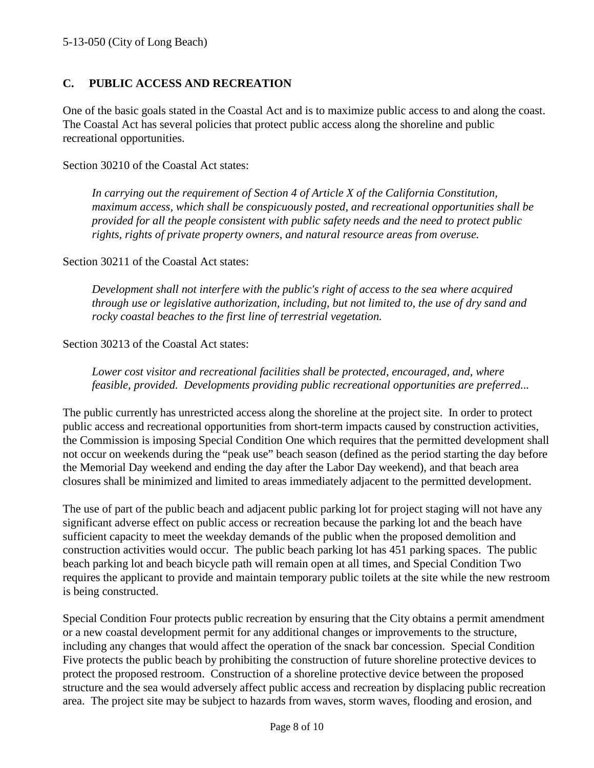## C. PUBLIC ACCESS AND RECREATION

One of the basic goals stated in the Coastal Act and is to maximize public access to and along the coast. The Coastal Act has several policies that protect public access along the shoreline and public recreational opportunities.

Section 30210 of the Coastal Act states:

> *In carrying out the requirement of Section 4 of Article X of the California Constitution, maximum access, which shall be conspicuously posted, and recreational opportunities shall be provided for all the people consistent with public safety needs and the need to protect public rights, rights of private property owners, and natural resource areas from overuse.*

Section 30211 of the Coastal Act states:

> *Development shall not interfere with the public's right of access to the sea where acquired through use or legislative authorization, including, but not limited to, the use of dry sand and rocky coastal beaches to the first line of terrestrial vegetation.*

Section 30213 of the Coastal Act states:

> *Lower cost visitor and recreational facilities shall be protected, encouraged, and, where feasible, provided. Developments providing public recreational opportunities are preferred...*

The public currently has unrestricted access along the shoreline at the project site. In order to protect public access and recreational opportunities from short-term impacts caused by construction activities, the Commission is imposing Special Condition One which requires that the permitted development shall not occur on weekends during the "peak use" beach season (defined as the period starting the day before the Memorial Day weekend and ending the day after the Labor Day weekend), and that beach area closures shall be minimized and limited to areas immediately adjacent to the permitted development.

The use of part of the public beach and adjacent public parking lot for project staging will not have any significant adverse effect on public access or recreation because the parking lot and the beach have sufficient capacity to meet the weekday demands of the public when the proposed demolition and construction activities would occur. The public beach parking lot has 451 parking spaces. The public beach parking lot and beach bicycle path will remain open at all times, and Special Condition Two requires the applicant to provide and maintain temporary public toilets at the site while the new restroom is being constructed.

Special Condition Four protects public recreation by ensuring that the City obtains a permit amendment or a new coastal development permit for any additional changes or improvements to the structure, including any changes that would affect the operation of the snack bar concession. Special Condition Five protects the public beach by prohibiting the construction of future shoreline protective devices to protect the proposed restroom. Construction of a shoreline protective device between the proposed structure and the sea would adversely affect public access and recreation by displacing public recreation area. The project site may be subject to hazards from waves, storm waves, flooding and erosion, and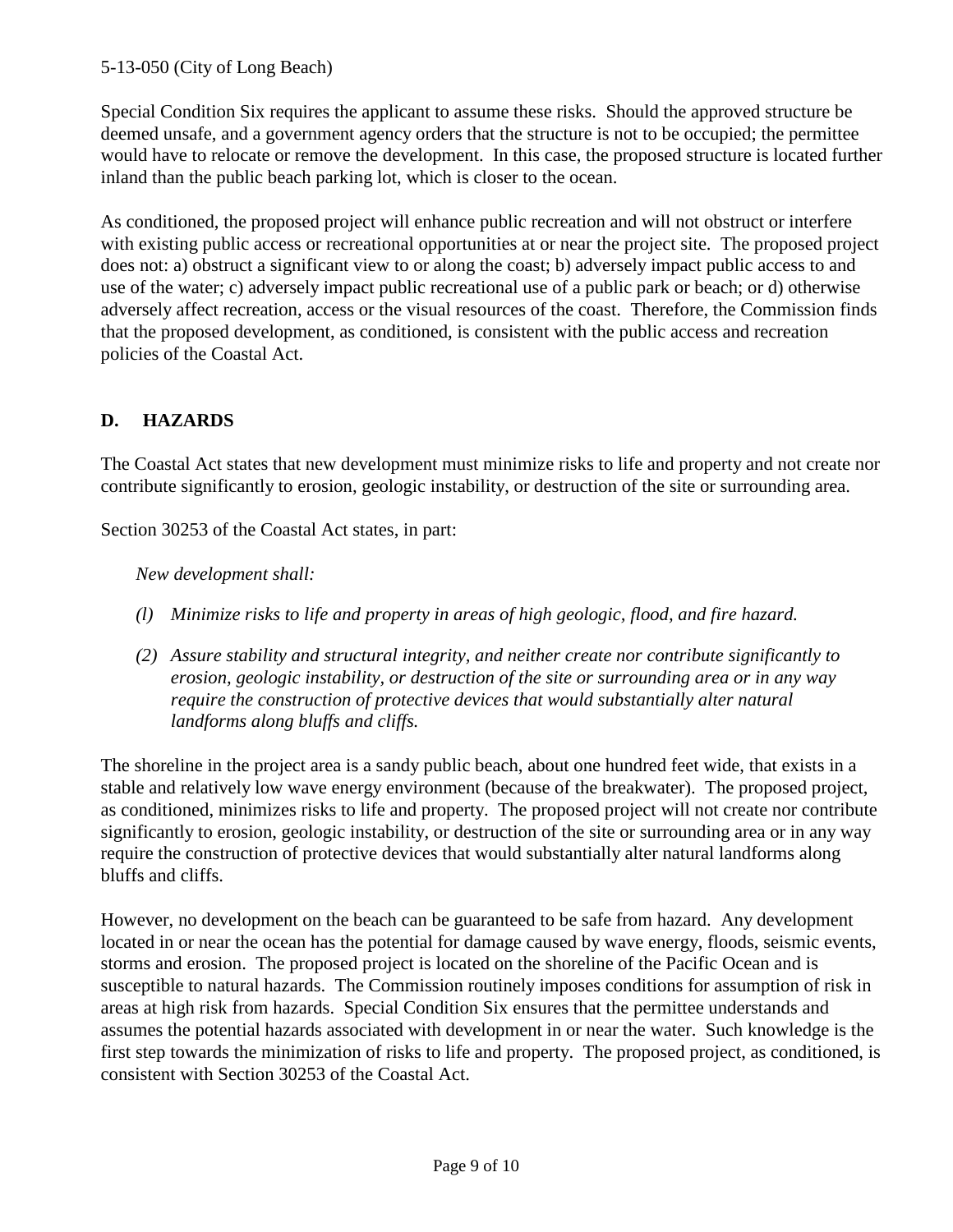Special Condition Six requires the applicant to assume these risks. Should the approved structure be deemed unsafe, and a government agency orders that the structure is not to be occupied; the permittee would have to relocate or remove the development. In this case, the proposed structure is located further inland than the public beach parking lot, which is closer to the ocean.

As conditioned, the proposed project will enhance public recreation and will not obstruct or interfere with existing public access or recreational opportunities at or near the project site. The proposed project does not: a) obstruct a significant view to or along the coast; b) adversely impact public access to and use of the water; c) adversely impact public recreational use of a public park or beach; or d) otherwise adversely affect recreation, access or the visual resources of the coast. Therefore, the Commission finds that the proposed development, as conditioned, is consistent with the public access and recreation policies of the Coastal Act.

## D. HAZARDS

The Coastal Act states that new development must minimize risks to life and property and not create nor contribute significantly to erosion, geologic instability, or destruction of the site or surrounding area.

Section 30253 of the Coastal Act states, in part:

> *New development shall:*
>
> *(l) Minimize risks to life and property in areas of high geologic, flood, and fire hazard.*
>
> *(2) Assure stability and structural integrity, and neither create nor contribute significantly to erosion, geologic instability, or destruction of the site or surrounding area or in any way require the construction of protective devices that would substantially alter natural landforms along bluffs and cliffs.*

The shoreline in the project area is a sandy public beach, about one hundred feet wide, that exists in a stable and relatively low wave energy environment (because of the breakwater). The proposed project, as conditioned, minimizes risks to life and property. The proposed project will not create nor contribute significantly to erosion, geologic instability, or destruction of the site or surrounding area or in any way require the construction of protective devices that would substantially alter natural landforms along bluffs and cliffs.

However, no development on the beach can be guaranteed to be safe from hazard. Any development located in or near the ocean has the potential for damage caused by wave energy, floods, seismic events, storms and erosion. The proposed project is located on the shoreline of the Pacific Ocean and is susceptible to natural hazards. The Commission routinely imposes conditions for assumption of risk in areas at high risk from hazards. Special Condition Six ensures that the permittee understands and assumes the potential hazards associated with development in or near the water. Such knowledge is the first step towards the minimization of risks to life and property. The proposed project, as conditioned, is consistent with Section 30253 of the Coastal Act.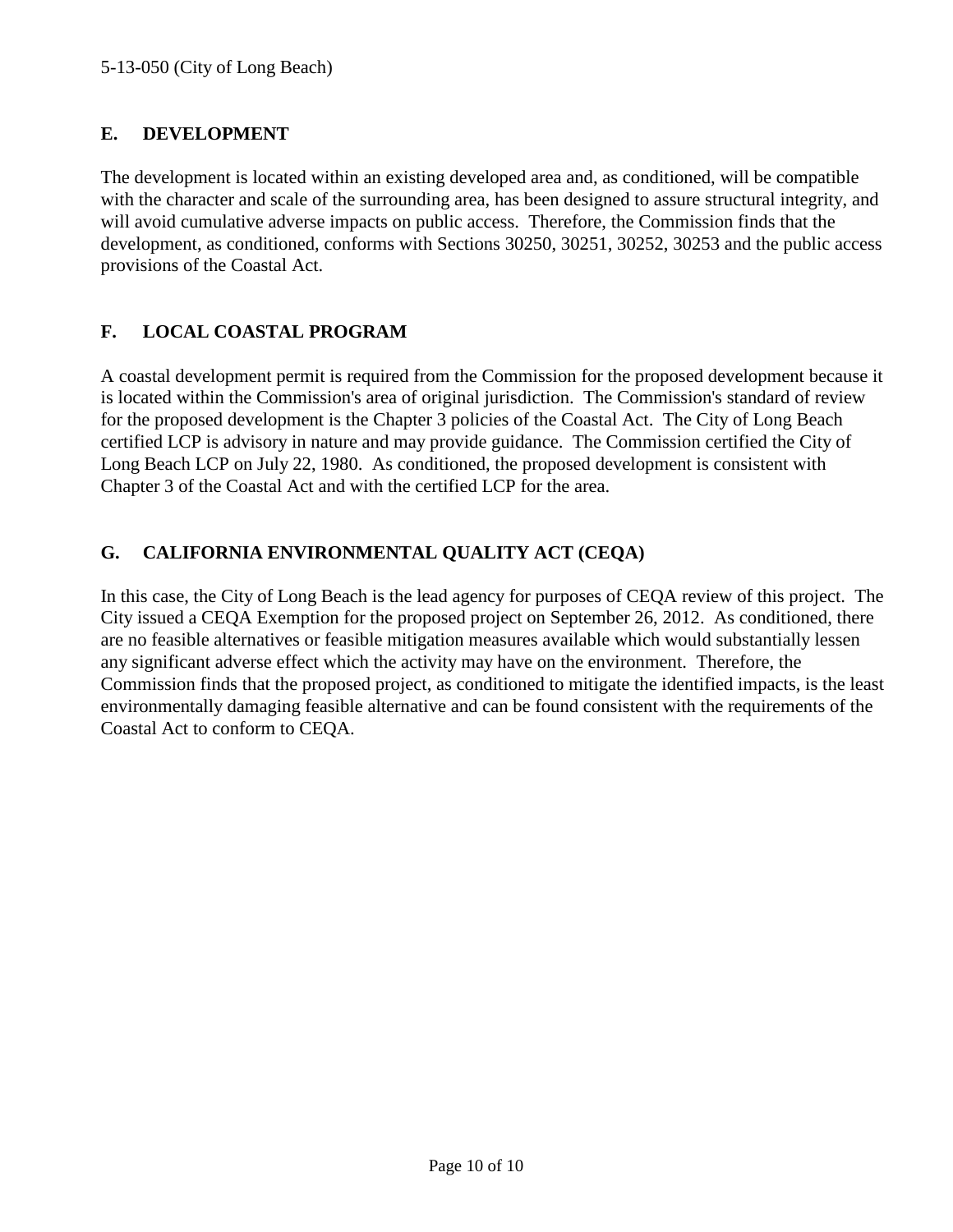## E. DEVELOPMENT

The development is located within an existing developed area and, as conditioned, will be compatible with the character and scale of the surrounding area, has been designed to assure structural integrity, and will avoid cumulative adverse impacts on public access. Therefore, the Commission finds that the development, as conditioned, conforms with Sections 30250, 30251, 30252, 30253 and the public access provisions of the Coastal Act.

## F. LOCAL COASTAL PROGRAM

A coastal development permit is required from the Commission for the proposed development because it is located within the Commission's area of original jurisdiction. The Commission's standard of review for the proposed development is the Chapter 3 policies of the Coastal Act. The City of Long Beach certified LCP is advisory in nature and may provide guidance. The Commission certified the City of Long Beach LCP on July 22, 1980. As conditioned, the proposed development is consistent with Chapter 3 of the Coastal Act and with the certified LCP for the area.

## G. CALIFORNIA ENVIRONMENTAL QUALITY ACT (CEQA)

In this case, the City of Long Beach is the lead agency for purposes of CEQA review of this project. The City issued a CEQA Exemption for the proposed project on September 26, 2012. As conditioned, there are no feasible alternatives or feasible mitigation measures available which would substantially lessen any significant adverse effect which the activity may have on the environment. Therefore, the Commission finds that the proposed project, as conditioned to mitigate the identified impacts, is the least environmentally damaging feasible alternative and can be found consistent with the requirements of the Coastal Act to conform to CEQA.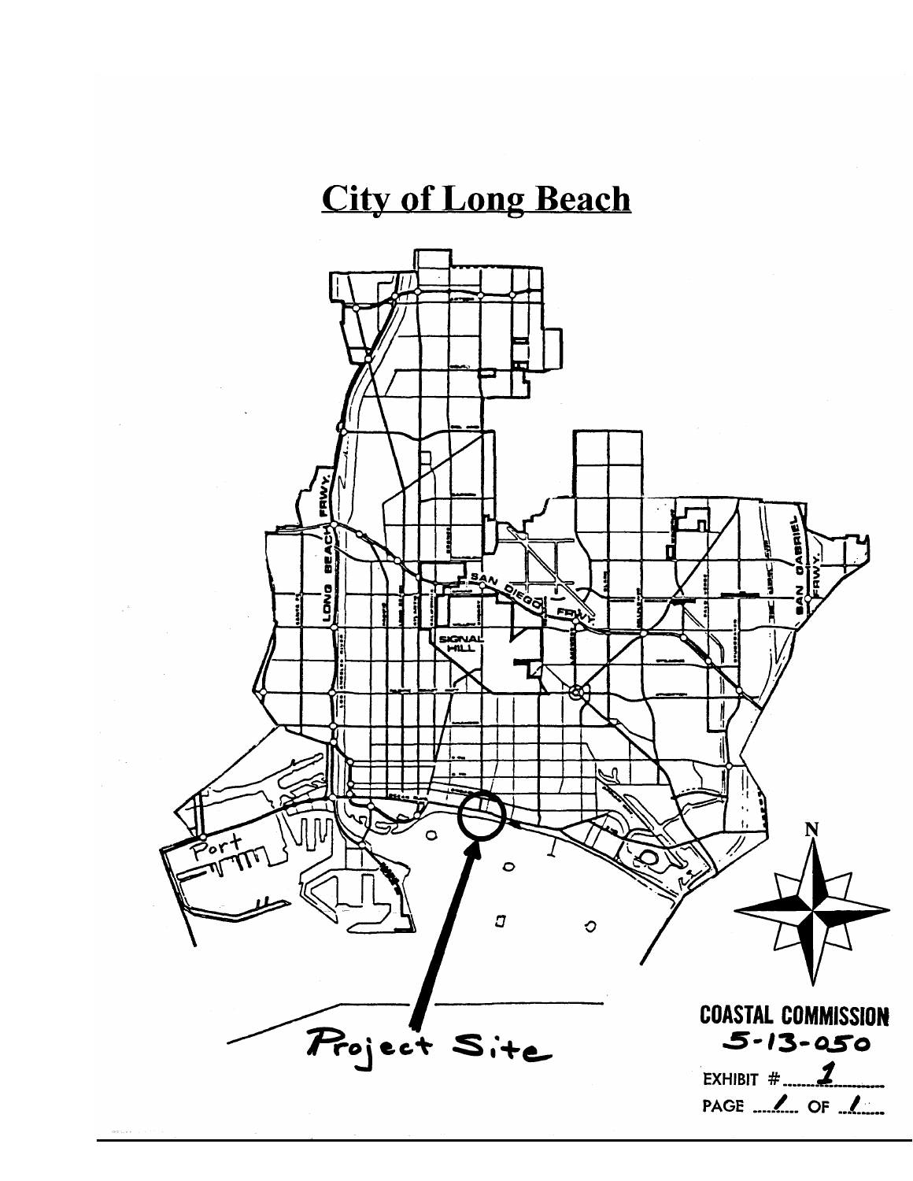# City of Long Beach

Project Site

COASTAL COMMISSION
5-13-050

EXHIBIT # 1

PAGE 1 OF 1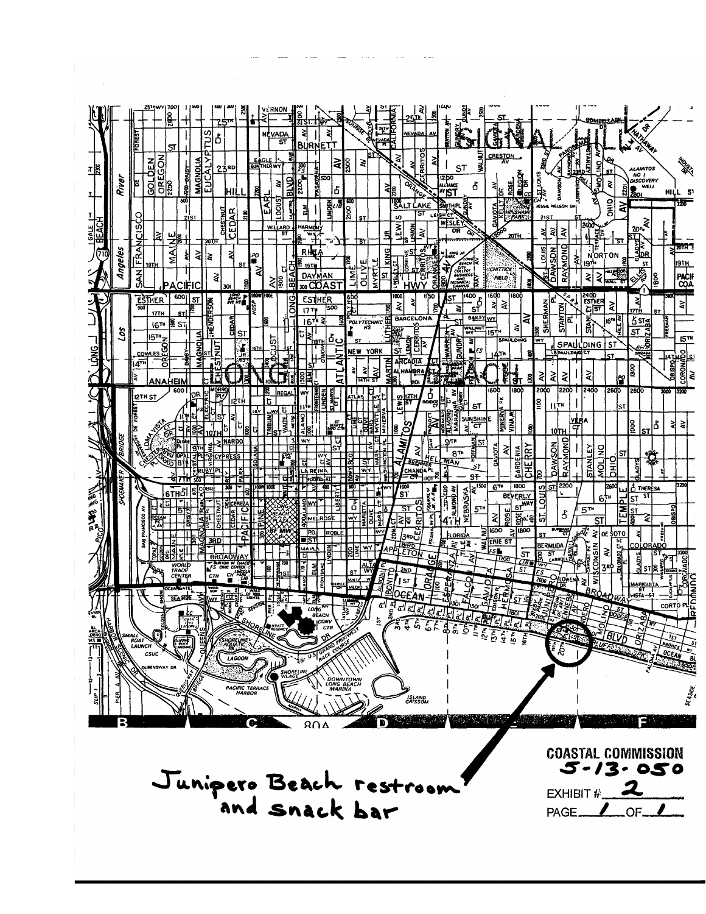Junipero Beach restroom and snack bar

**COASTAL COMMISSION**
**5-13-050**

EXHIBIT # 2

PAGE 1 OF 1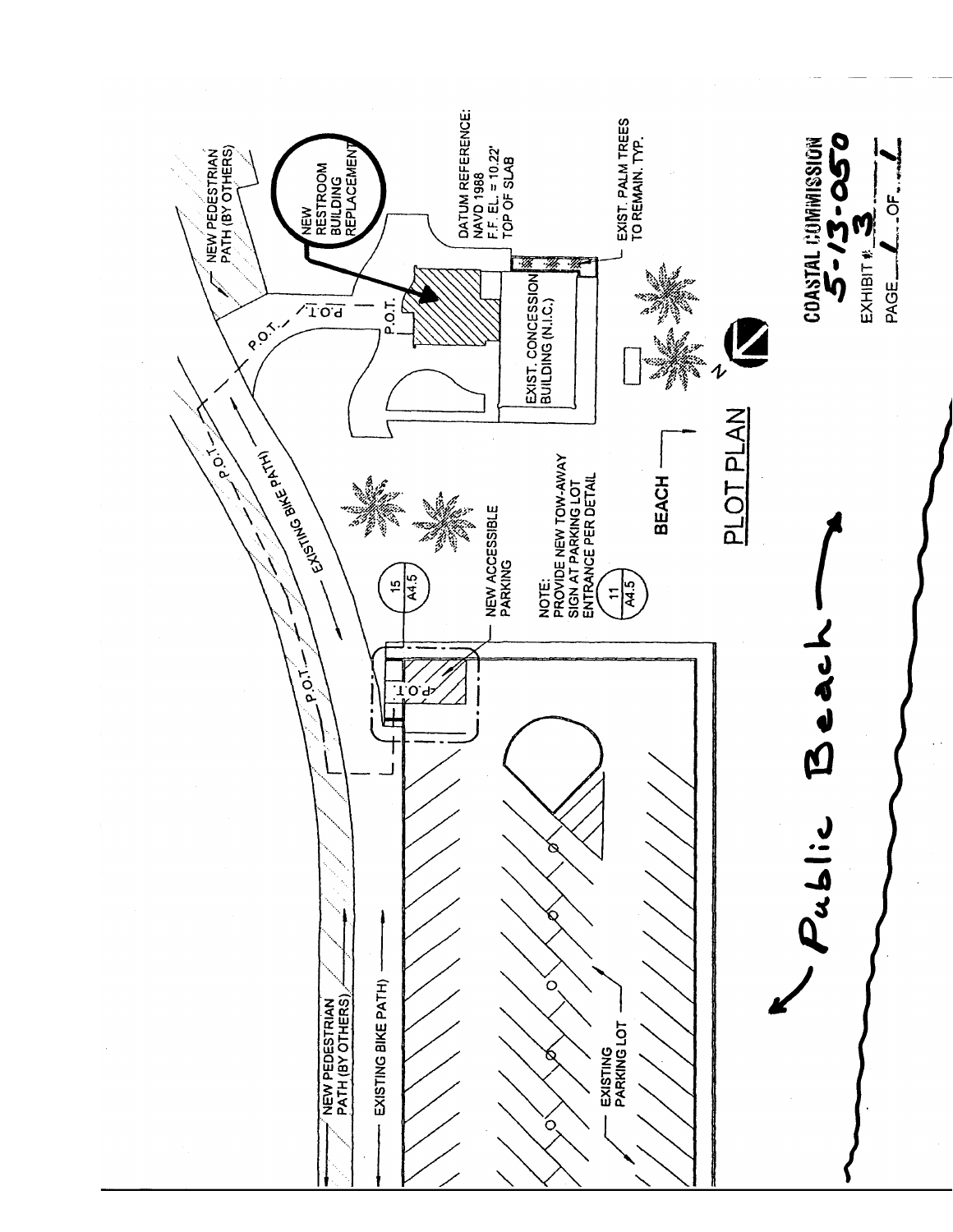# PLOT PLAN

NEW PEDESTRIAN PATH (BY OTHERS)

NEW RESTROOM BUILDING REPLACEMENT

DATUM REFERENCE:
NAVD 1988
F.F. EL. = 10.22'
TOP OF SLAB

EXIST. PALM TREES TO REMAIN. TYP.

EXIST. CONCESSION BUILDING (N.I.C.)

P.O.T.

EXISTING BIKE PATH

NEW ACCESSIBLE PARKING

15 / A4.5

NOTE:
PROVIDE NEW TOW-AWAY SIGN AT PARKING LOT ENTRANCE PER DETAIL

11 / A4.5

BEACH

N

NEW PEDESTRIAN PATH (BY OTHERS)

EXISTING BIKE PATH

EXISTING PARKING LOT

Public Beach

COASTAL COMMISSION
5-13-050
EXHIBIT # 3
PAGE 1 OF 1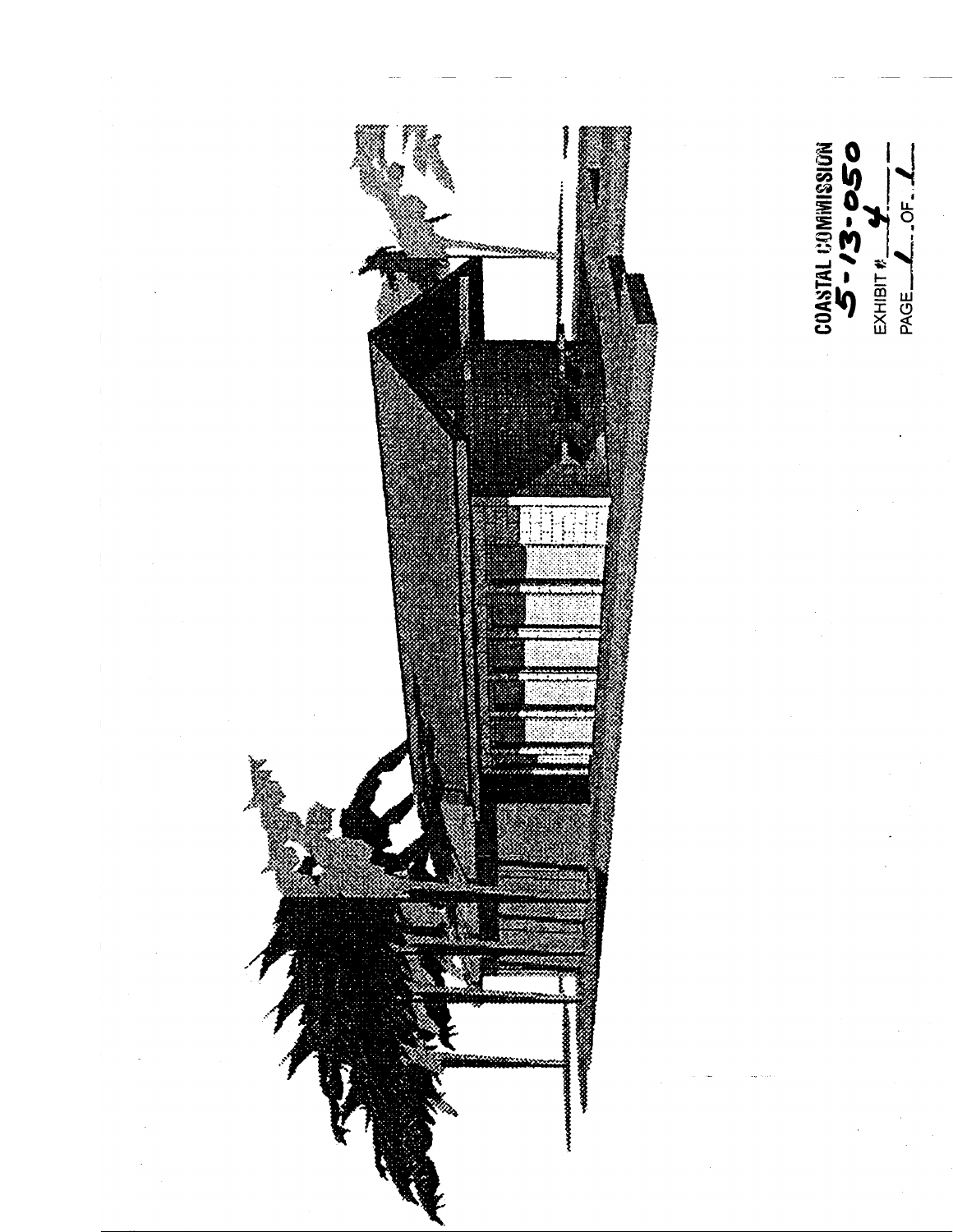COASTAL COMMISSION
5-13-050
EXHIBIT # 4
PAGE 1 OF 1